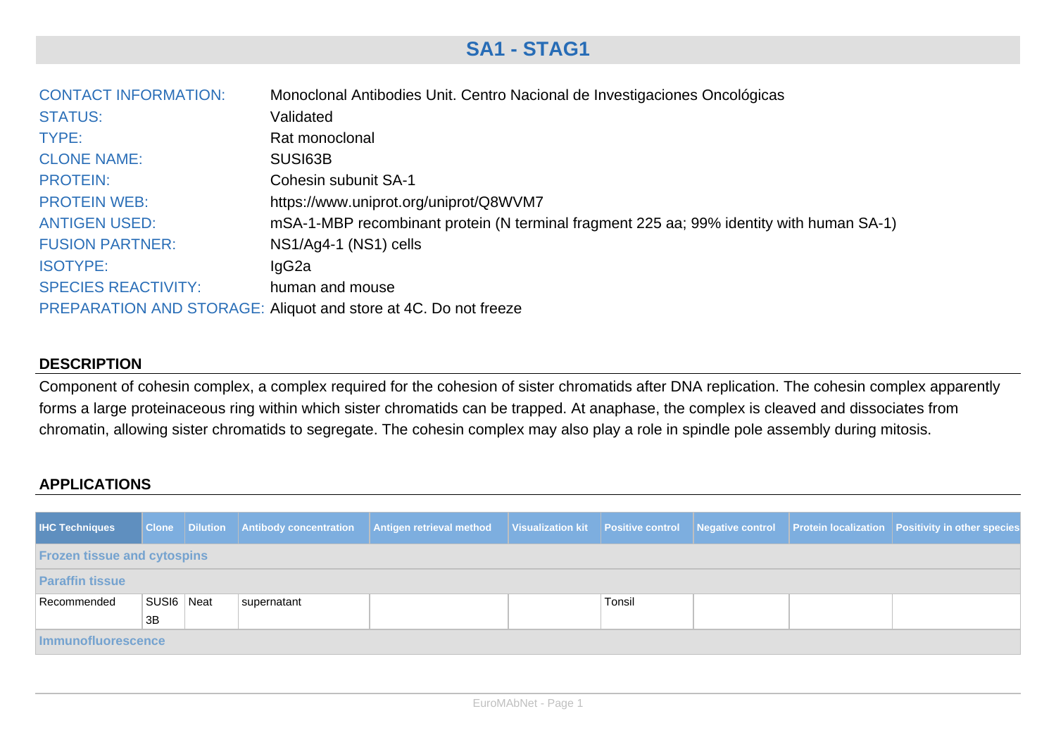# SA1 - STAG1

| | |
|---|---|
| CONTACT INFORMATION: | Monoclonal Antibodies Unit. Centro Nacional de Investigaciones Oncológicas |
| STATUS: | Validated |
| TYPE: | Rat monoclonal |
| CLONE NAME: | SUSI63B |
| PROTEIN: | Cohesin subunit SA-1 |
| PROTEIN WEB: | https://www.uniprot.org/uniprot/Q8WVM7 |
| ANTIGEN USED: | mSA-1-MBP recombinant protein (N terminal fragment 225 aa; 99% identity with human SA-1) |
| FUSION PARTNER: | NS1/Ag4-1 (NS1) cells |
| ISOTYPE: | IgG2a |
| SPECIES REACTIVITY: | human and mouse |
| PREPARATION AND STORAGE: | Aliquot and store at 4C. Do not freeze |

## DESCRIPTION

Component of cohesin complex, a complex required for the cohesion of sister chromatids after DNA replication. The cohesin complex apparently forms a large proteinaceous ring within which sister chromatids can be trapped. At anaphase, the complex is cleaved and dissociates from chromatin, allowing sister chromatids to segregate. The cohesin complex may also play a role in spindle pole assembly during mitosis.

## APPLICATIONS

| IHC Techniques | Clone | Dilution | Antibody concentration | Antigen retrieval method | Visualization kit | Positive control | Negative control | Protein localization | Positivity in other species |
|---|---|---|---|---|---|---|---|---|---|
| **Frozen tissue and cytospins** | | | | | | | | | |
| **Paraffin tissue** | | | | | | | | | |
| Recommended | SUSI63B | Neat | supernatant | | | Tonsil | | | |
| **Immunofluorescence** | | | | | | | | | |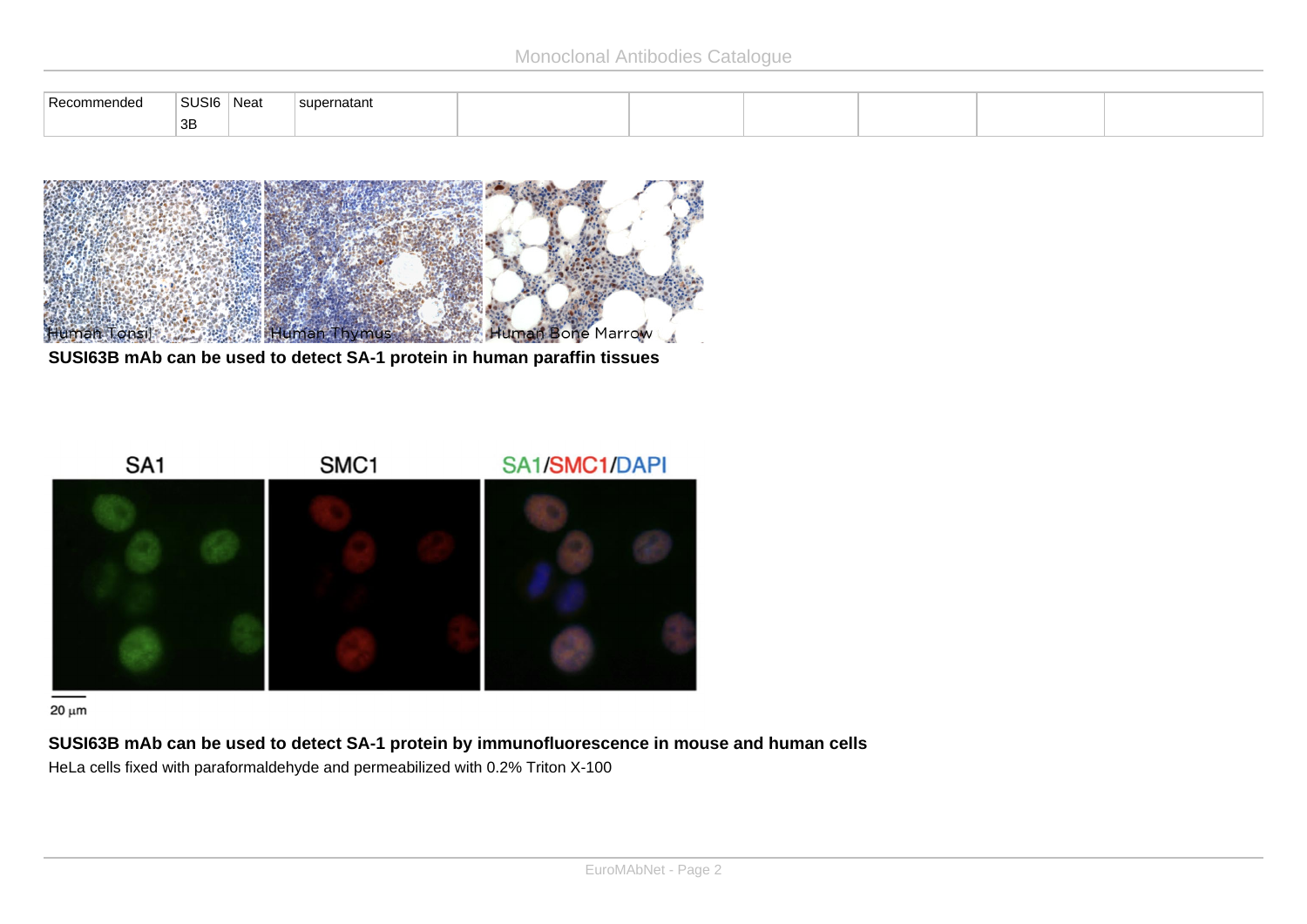| Recommended | SUSI63B | Neat | supernatant | | | | | | |
|---|---|---|---|---|---|---|---|---|---|

**SUSI63B mAb can be used to detect SA-1 protein in human paraffin tissues**

**SUSI63B mAb can be used to detect SA-1 protein by immunofluorescence in mouse and human cells**

HeLa cells fixed with paraformaldehyde and permeabilized with 0.2% Triton X-100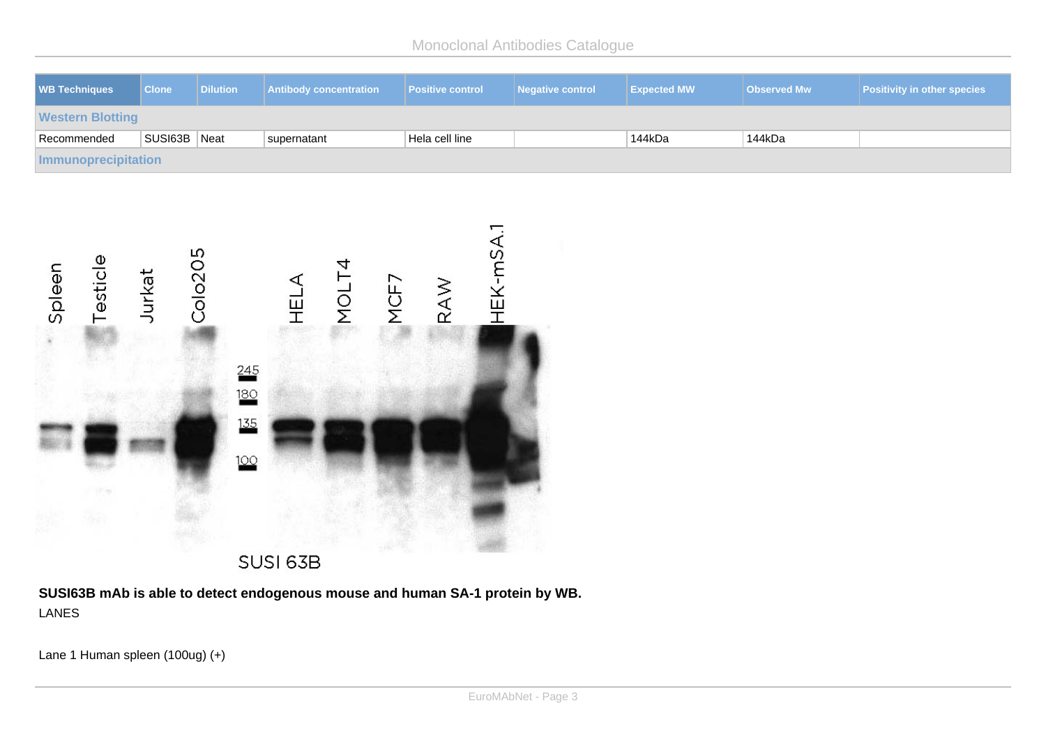| WB Techniques | Clone | Dilution | Antibody concentration | Positive control | Negative control | Expected MW | Observed Mw | Positivity in other species |
|---|---|---|---|---|---|---|---|---|
| **Western Blotting** | | | | | | | | |
| Recommended | SUSI63B | Neat | supernatant | Hela cell line | | 144kDa | 144kDa | |
| **Immunoprecipitation** | | | | | | | | |

**SUSI63B mAb is able to detect endogenous mouse and human SA-1 protein by WB.**

LANES

Lane 1 Human spleen (100ug) (+)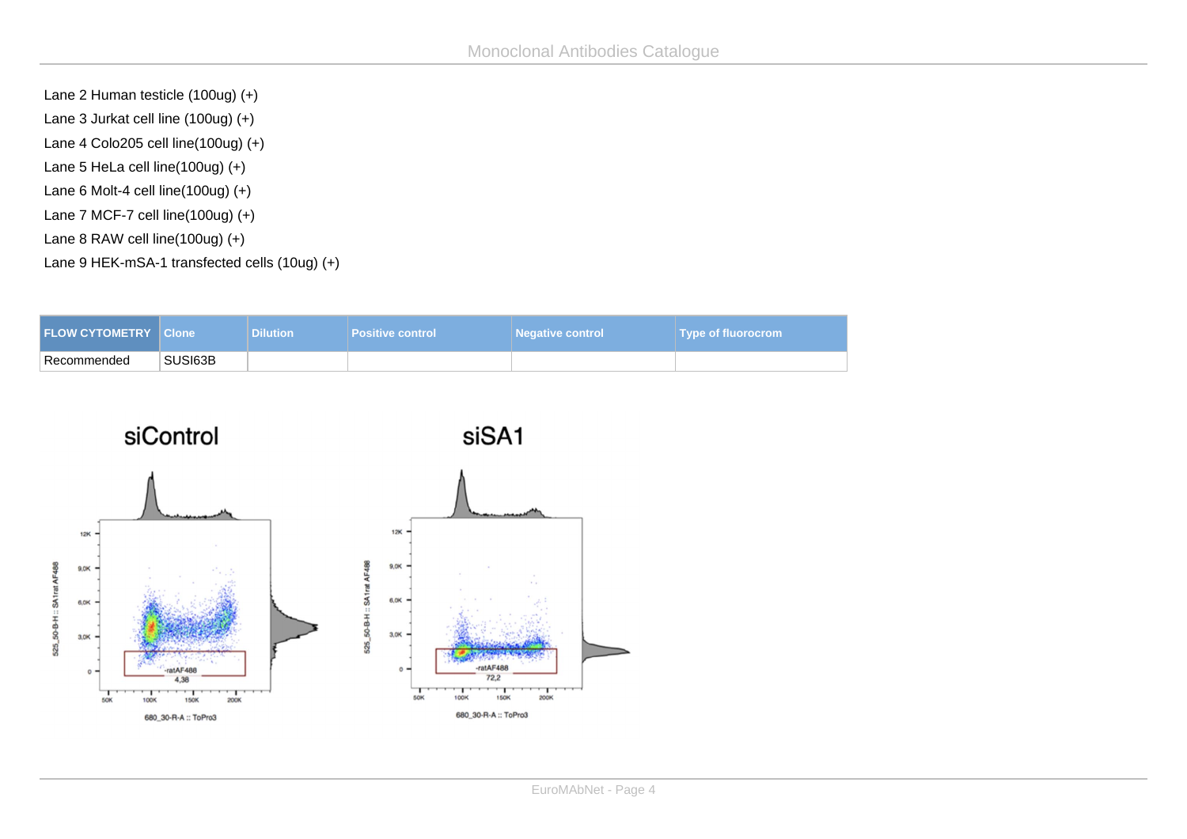Lane 2 Human testicle (100ug) (+)

Lane 3 Jurkat cell line (100ug) (+)

Lane 4 Colo205 cell line(100ug) (+)

Lane 5 HeLa cell line(100ug) (+)

Lane 6 Molt-4 cell line(100ug) (+)

Lane 7 MCF-7 cell line(100ug) (+)

Lane 8 RAW cell line(100ug) (+)

Lane 9 HEK-mSA-1 transfected cells (10ug) (+)

| FLOW CYTOMETRY | Clone | Dilution | Positive control | Negative control | Type of fluorocrom |
|---|---|---|---|---|---|
| Recommended | SUSI63B | | | | |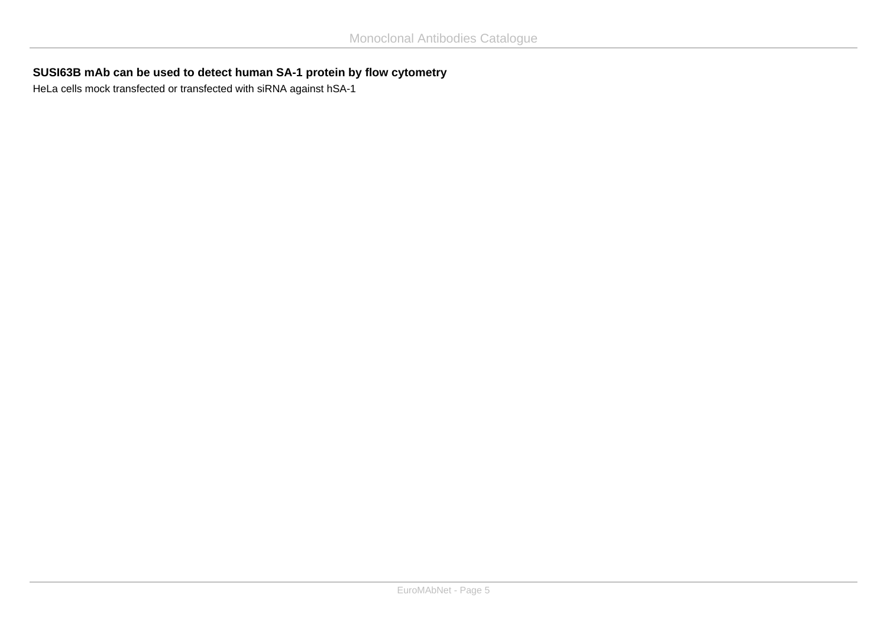**SUSI63B mAb can be used to detect human SA-1 protein by flow cytometry**

HeLa cells mock transfected or transfected with siRNA against hSA-1